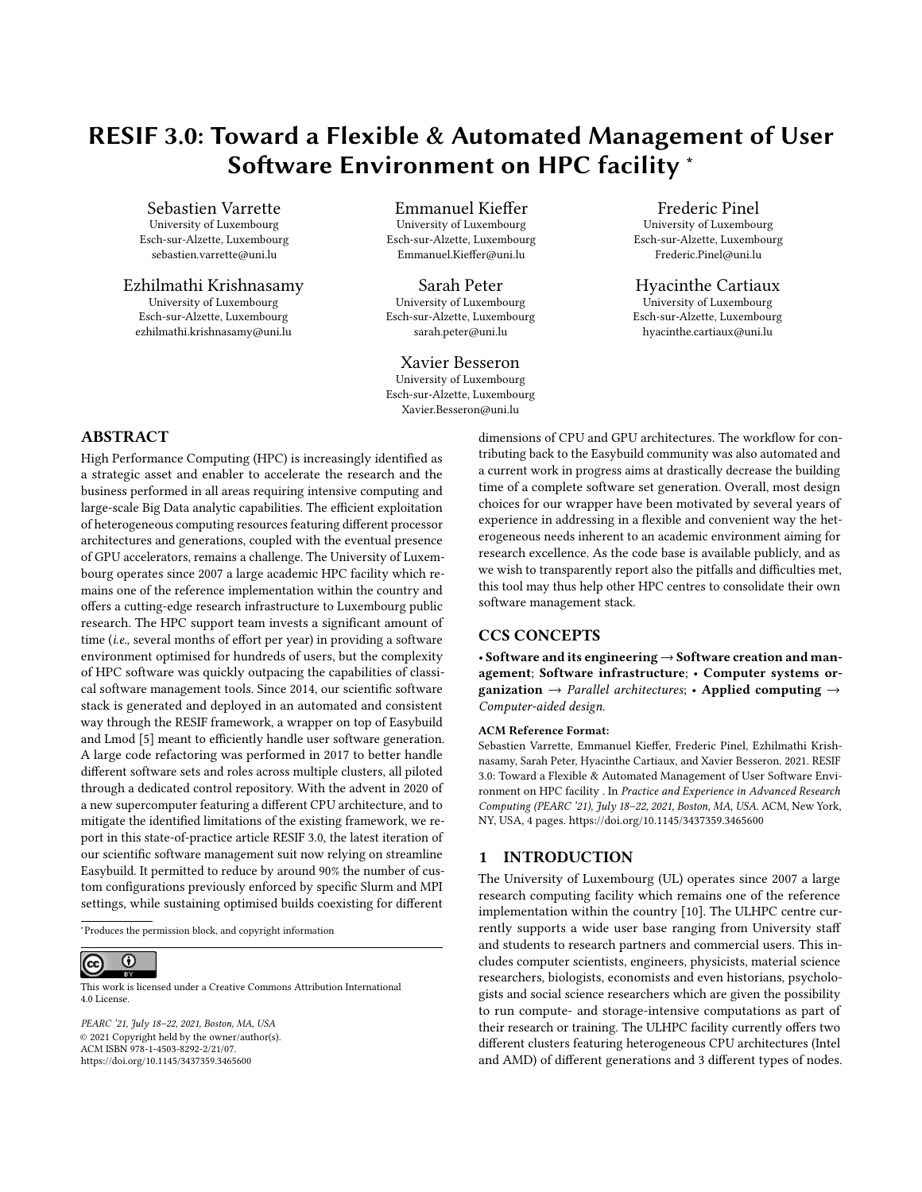# RESIF 3.0: Toward a Flexible & Automated Management of User Software Environment on HPC facility *

Sebastien Varrette
University of Luxembourg
Esch-sur-Alzette, Luxembourg
sebastien.varrette@uni.lu

Emmanuel Kieffer
University of Luxembourg
Esch-sur-Alzette, Luxembourg
Emmanuel.Kieffer@uni.lu

Frederic Pinel
University of Luxembourg
Esch-sur-Alzette, Luxembourg
Frederic.Pinel@uni.lu

Ezhilmathi Krishnasamy
University of Luxembourg
Esch-sur-Alzette, Luxembourg
ezhilmathi.krishnasamy@uni.lu

Sarah Peter
University of Luxembourg
Esch-sur-Alzette, Luxembourg
sarah.peter@uni.lu

Hyacinthe Cartiaux
University of Luxembourg
Esch-sur-Alzette, Luxembourg
hyacinthe.cartiaux@uni.lu

Xavier Besseron
University of Luxembourg
Esch-sur-Alzette, Luxembourg
Xavier.Besseron@uni.lu

## ABSTRACT

High Performance Computing (HPC) is increasingly identified as a strategic asset and enabler to accelerate the research and the business performed in all areas requiring intensive computing and large-scale Big Data analytic capabilities. The efficient exploitation of heterogeneous computing resources featuring different processor architectures and generations, coupled with the eventual presence of GPU accelerators, remains a challenge. The University of Luxembourg operates since 2007 a large academic HPC facility which remains one of the reference implementation within the country and offers a cutting-edge research infrastructure to Luxembourg public research. The HPC support team invests a significant amount of time (*i.e.*, several months of effort per year) in providing a software environment optimised for hundreds of users, but the complexity of HPC software was quickly outpacing the capabilities of classical software management tools. Since 2014, our scientific software stack is generated and deployed in an automated and consistent way through the RESIF framework, a wrapper on top of Easybuild and Lmod [5] meant to efficiently handle user software generation. A large code refactoring was performed in 2017 to better handle different software sets and roles across multiple clusters, all piloted through a dedicated control repository. With the advent in 2020 of a new supercomputer featuring a different CPU architecture, and to mitigate the identified limitations of the existing framework, we report in this state-of-practice article RESIF 3.0, the latest iteration of our scientific software management suit now relying on streamline Easybuild. It permitted to reduce by around 90% the number of custom configurations previously enforced by specific Slurm and MPI settings, while sustaining optimised builds coexisting for different dimensions of CPU and GPU architectures. The workflow for contributing back to the Easybuild community was also automated and a current work in progress aims at drastically decrease the building time of a complete software set generation. Overall, most design choices for our wrapper have been motivated by several years of experience in addressing in a flexible and convenient way the heterogeneous needs inherent to an academic environment aiming for research excellence. As the code base is available publicly, and as we wish to transparently report also the pitfalls and difficulties met, this tool may thus help other HPC centres to consolidate their own software management stack.

## CCS CONCEPTS

**• Software and its engineering → Software creation and management; Software infrastructure**; **• Computer systems organization →** *Parallel architectures*; **• Applied computing →** *Computer-aided design*.

**ACM Reference Format:**

Sebastien Varrette, Emmanuel Kieffer, Frederic Pinel, Ezhilmathi Krishnasamy, Sarah Peter, Hyacinthe Cartiaux, and Xavier Besseron. 2021. RESIF 3.0: Toward a Flexible & Automated Management of User Software Environment on HPC facility . In *Practice and Experience in Advanced Research Computing (PEARC '21), July 18–22, 2021, Boston, MA, USA.* ACM, New York, NY, USA, 4 pages. https://doi.org/10.1145/3437359.3465600

## 1 INTRODUCTION

The University of Luxembourg (UL) operates since 2007 a large research computing facility which remains one of the reference implementation within the country [10]. The ULHPC centre currently supports a wide user base ranging from University staff and students to research partners and commercial users. This includes computer scientists, engineers, physicists, material science researchers, biologists, economists and even historians, psychologists and social science researchers which are given the possibility to run compute- and storage-intensive computations as part of their research or training. The ULHPC facility currently offers two different clusters featuring heterogeneous CPU architectures (Intel and AMD) of different generations and 3 different types of nodes.

*Produces the permission block, and copyright information

This work is licensed under a Creative Commons Attribution International 4.0 License.

*PEARC '21, July 18–22, 2021, Boston, MA, USA*
© 2021 Copyright held by the owner/author(s).
ACM ISBN 978-1-4503-8292-2/21/07.
https://doi.org/10.1145/3437359.3465600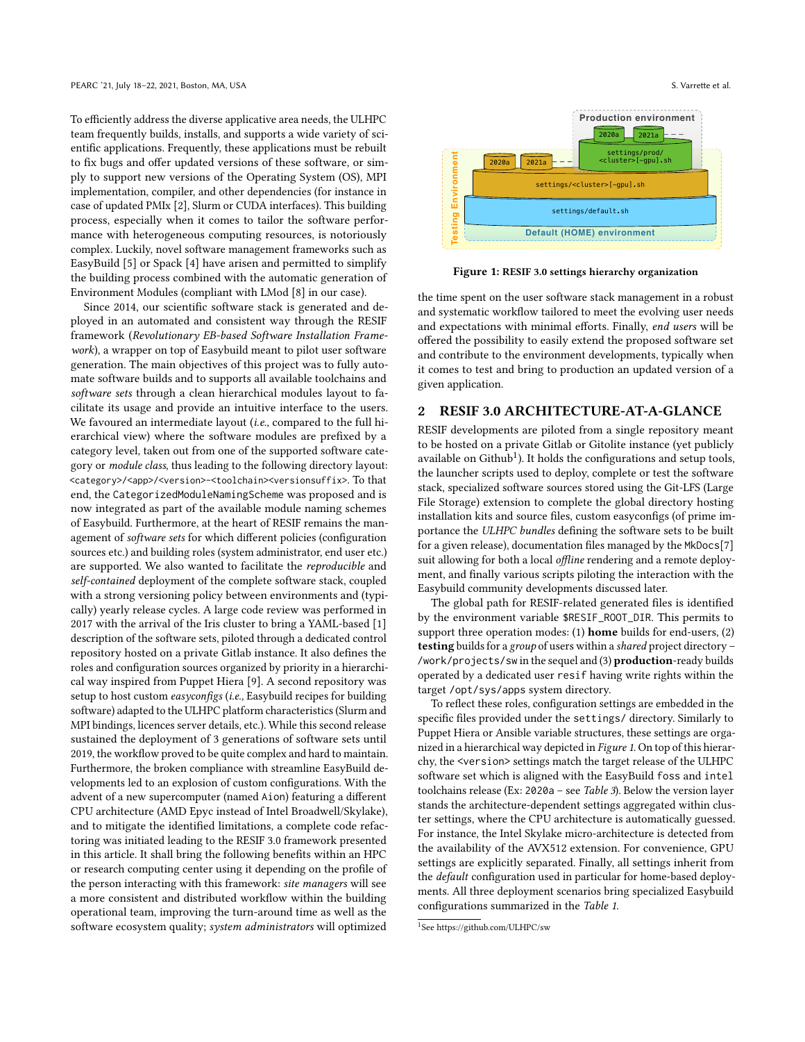To efficiently address the diverse applicative area needs, the ULHPC team frequently builds, installs, and supports a wide variety of scientific applications. Frequently, these applications must be rebuilt to fix bugs and offer updated versions of these software, or simply to support new versions of the Operating System (OS), MPI implementation, compiler, and other dependencies (for instance in case of updated PMIx [2], Slurm or CUDA interfaces). This building process, especially when it comes to tailor the software performance with heterogeneous computing resources, is notoriously complex. Luckily, novel software management frameworks such as EasyBuild [5] or Spack [4] have arisen and permitted to simplify the building process combined with the automatic generation of Environment Modules (compliant with LMod [8] in our case).

Since 2014, our scientific software stack is generated and deployed in an automated and consistent way through the RESIF framework (*Revolutionary EB-based Software Installation Framework*), a wrapper on top of Easybuild meant to pilot user software generation. The main objectives of this project was to fully automate software builds and to supports all available toolchains and *software sets* through a clean hierarchical modules layout to facilitate its usage and provide an intuitive interface to the users. We favoured an intermediate layout (*i.e.*, compared to the full hierarchical view) where the software modules are prefixed by a category level, taken out from one of the supported software category or *module class*, thus leading to the following directory layout: `<category>/<app>/<version>-<toolchain><versionsuffix>`. To that end, the `CategorizedModuleNamingScheme` was proposed and is now integrated as part of the available module naming schemes of Easybuild. Furthermore, at the heart of RESIF remains the management of *software sets* for which different policies (configuration sources etc.) and building roles (system administrator, end user etc.) are supported. We also wanted to facilitate the *reproducible* and *self-contained* deployment of the complete software stack, coupled with a strong versioning policy between environments and (typically) yearly release cycles. A large code review was performed in 2017 with the arrival of the Iris cluster to bring a YAML-based [1] description of the software sets, piloted through a dedicated control repository hosted on a private Gitlab instance. It also defines the roles and configuration sources organized by priority in a hierarchical way inspired from Puppet Hiera [9]. A second repository was setup to host custom *easyconfigs* (*i.e.*, Easybuild recipes for building software) adapted to the ULHPC platform characteristics (Slurm and MPI bindings, licences server details, etc.). While this second release sustained the deployment of 3 generations of software sets until 2019, the workflow proved to be quite complex and hard to maintain. Furthermore, the broken compliance with streamline EasyBuild developments led to an explosion of custom configurations. With the advent of a new supercomputer (named Aion) featuring a different CPU architecture (AMD Epyc instead of Intel Broadwell/Skylake), and to mitigate the identified limitations, a complete code refactoring was initiated leading to the RESIF 3.0 framework presented in this article. It shall bring the following benefits within an HPC or research computing center using it depending on the profile of the person interacting with this framework: *site managers* will see a more consistent and distributed workflow within the building operational team, improving the turn-around time as well as the software ecosystem quality; *system administrators* will optimized the time spent on the user software stack management in a robust and systematic workflow tailored to meet the evolving user needs and expectations with minimal efforts. Finally, *end users* will be offered the possibility to easily extend the proposed software set and contribute to the environment developments, typically when it comes to test and bring to production an updated version of a given application.

**Figure 1: RESIF 3.0 settings hierarchy organization**

## 2 RESIF 3.0 ARCHITECTURE-AT-A-GLANCE

RESIF developments are piloted from a single repository meant to be hosted on a private Gitlab or Gitolite instance (yet publicly available on Github[1]). It holds the configurations and setup tools, the launcher scripts used to deploy, complete or test the software stack, specialized software sources stored using the Git-LFS (Large File Storage) extension to complete the global directory hosting installation kits and source files, custom easyconfigs (of prime importance the *ULHPC bundles* defining the software sets to be built for a given release), documentation files managed by the `MkDocs`[7] suit allowing for both a local *offline* rendering and a remote deployment, and finally various scripts piloting the interaction with the Easybuild community developments discussed later.

The global path for RESIF-related generated files is identified by the environment variable `$RESIF_ROOT_DIR`. This permits to support three operation modes: (1) **home** builds for end-users, (2) **testing** builds for a *group* of users within a *shared* project directory – `/work/projects/sw` in the sequel and (3) **production**-ready builds operated by a dedicated user `resif` having write rights within the target `/opt/sys/apps` system directory.

To reflect these roles, configuration settings are embedded in the specific files provided under the `settings/` directory. Similarly to Puppet Hiera or Ansible variable structures, these settings are organized in a hierarchical way depicted in *Figure 1*. On top of this hierarchy, the `<version>` settings match the target release of the ULHPC software set which is aligned with the EasyBuild `foss` and `intel` toolchains release (Ex: `2020a` – see *Table 3*). Below the version layer stands the architecture-dependent settings aggregated within cluster settings, where the CPU architecture is automatically guessed. For instance, the Intel Skylake micro-architecture is detected from the availability of the AVX512 extension. For convenience, GPU settings are explicitly separated. Finally, all settings inherit from the *default* configuration used in particular for home-based deployments. All three deployment scenarios bring specialized Easybuild configurations summarized in the *Table 1*.

[1] See https://github.com/ULHPC/sw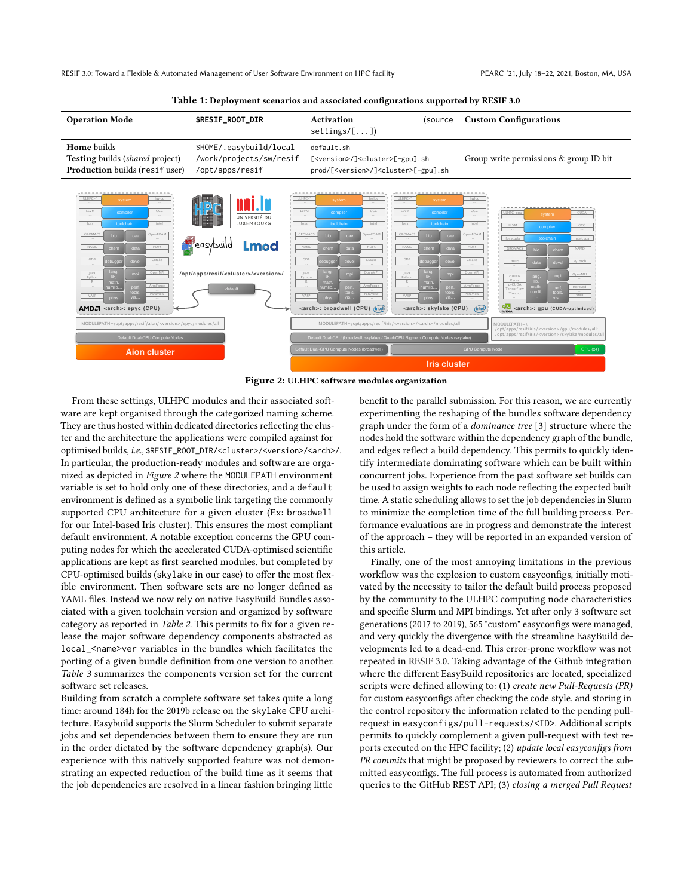**Table 1: Deployment scenarios and associated configurations supported by RESIF 3.0**

| Operation Mode | `$RESIF_ROOT_DIR` | Activation (`source settings/[...]`) | Custom Configurations |
|---|---|---|---|
| **Home** builds | `$HOME/.easybuild/local` | `default.sh` | |
| **Testing** builds (*shared* project) | `/work/projects/sw/resif` | `[<version>/]<cluster>[-gpu].sh` | Group write permissions & group ID bit |
| **Production** builds (`resif` user) | `/opt/apps/resif` | `prod/[<version>/]<cluster>[-gpu].sh` | |

**Figure 2: ULHPC software modules organization**

From these settings, ULHPC modules and their associated software are kept organised through the categorized naming scheme. They are thus hosted within dedicated directories reflecting the cluster and the architecture the applications were compiled against for optimised builds, *i.e.*, `$RESIF_ROOT_DIR/<cluster>/<version>/<arch>/`. In particular, the production-ready modules and software are organized as depicted in *Figure 2* where the `MODULEPATH` environment variable is set to hold only one of these directories, and a `default` environment is defined as a symbolic link targeting the commonly supported CPU architecture for a given cluster (Ex: `broadwell` for our Intel-based Iris cluster). This ensures the most compliant default environment. A notable exception concerns the GPU computing nodes for which the accelerated CUDA-optimised scientific applications are kept as first searched modules, but completed by CPU-optimised builds (`skylake` in our case) to offer the most flexible environment. Then software sets are no longer defined as YAML files. Instead we now rely on native EasyBuild Bundles associated with a given toolchain version and organized by software category as reported in *Table 2*. This permits to fix for a given release the major software dependency components abstracted as `local_<name>ver` variables in the bundles which facilitates the porting of a given bundle definition from one version to another. *Table 3* summarizes the components version set for the current software set releases.

Building from scratch a complete software set takes quite a long time: around 184h for the 2019b release on the `skylake` CPU architecture. Easybuild supports the Slurm Scheduler to submit separate jobs and set dependencies between them to ensure they are run in the order dictated by the software dependency graph(s). Our experience with this natively supported feature was not demonstrating an expected reduction of the build time as it seems that the job dependencies are resolved in a linear fashion bringing little benefit to the parallel submission. For this reason, we are currently experimenting the reshaping of the bundles software dependency graph under the form of a *dominance tree* [3] structure where the nodes hold the software within the dependency graph of the bundle, and edges reflect a build dependency. This permits to quickly identify intermediate dominating software which can be built within concurrent jobs. Experience from the past software set builds can be used to assign weights to each node reflecting the expected built time. A static scheduling allows to set the job dependencies in Slurm to minimize the completion time of the full building process. Performance evaluations are in progress and demonstrate the interest of the approach – they will be reported in an expanded version of this article.

Finally, one of the most annoying limitations in the previous workflow was the explosion to custom easyconfigs, initially motivated by the necessity to tailor the default build process proposed by the community to the ULHPC computing node characteristics and specific Slurm and MPI bindings. Yet after only 3 software set generations (2017 to 2019), 565 "custom" easyconfigs were managed, and very quickly the divergence with the streamline EasyBuild developments led to a dead-end. This error-prone workflow was not repeated in RESIF 3.0. Taking advantage of the Github integration where the different EasyBuild repositories are located, specialized scripts were defined allowing to: (1) *create new Pull-Requests (PR)* for custom easyconfigs after checking the code style, and storing in the control repository the information related to the pending pull-request in `easyconfigs/pull-requests/<ID>`. Additional scripts permits to quickly complement a given pull-request with test reports executed on the HPC facility; (2) *update local easyconfigs from PR commits* that might be proposed by reviewers to correct the submitted easyconfigs. The full process is automated from authorized queries to the GitHub REST API; (3) *closing a merged Pull Request*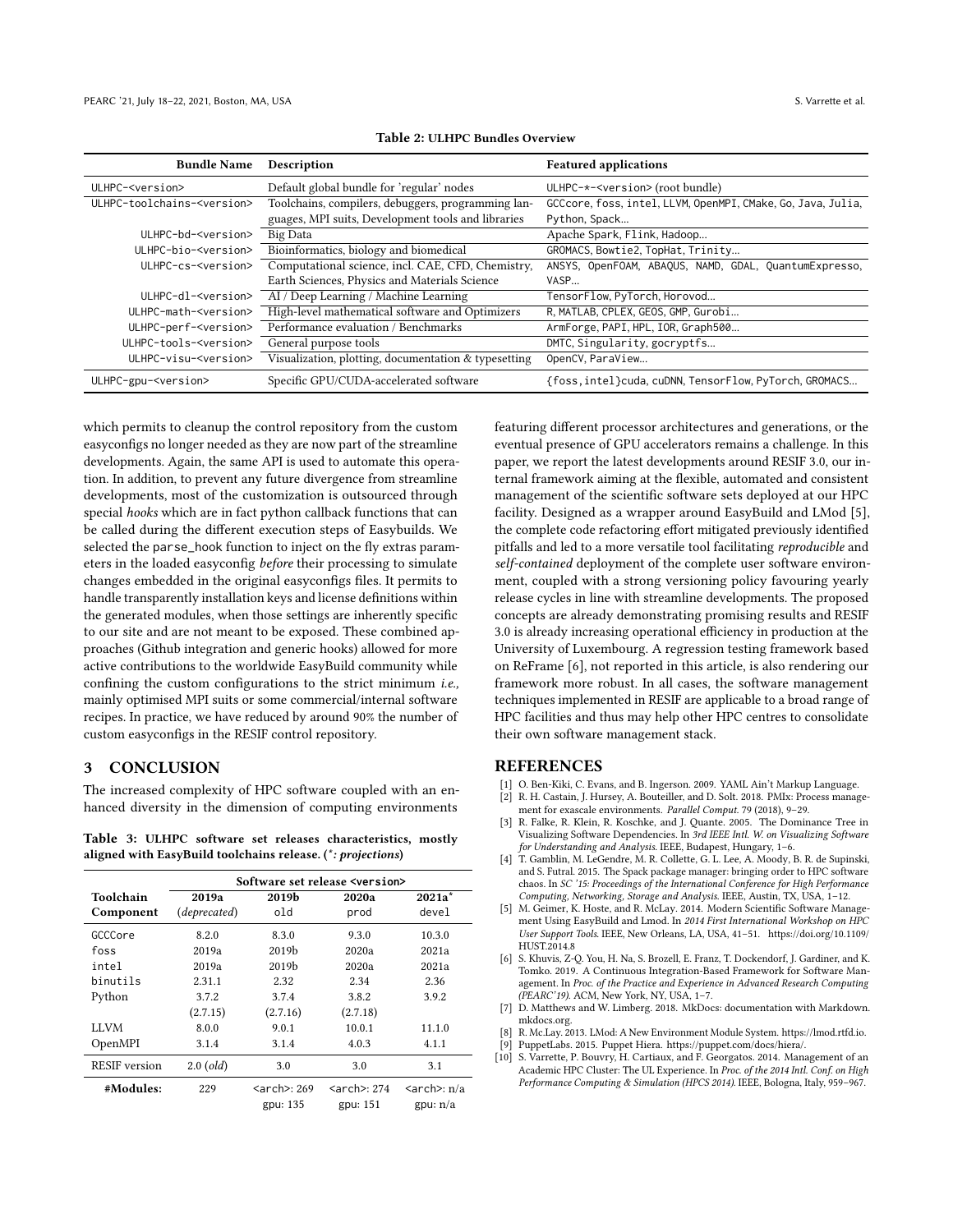**Table 2: ULHPC Bundles Overview**

| Bundle Name | Description | Featured applications |
|---|---|---|
| ULHPC-<version> | Default global bundle for 'regular' nodes | ULHPC-*-<version> (root bundle) |
| ULHPC-toolchains-<version> | Toolchains, compilers, debuggers, programming languages, MPI suits, Development tools and libraries | GCCcore, foss, intel, LLVM, OpenMPI, CMake, Go, Java, Julia, Python, Spack... |
| ULHPC-bd-<version> | Big Data | Apache Spark, Flink, Hadoop... |
| ULHPC-bio-<version> | Bioinformatics, biology and biomedical | GROMACS, Bowtie2, TopHat, Trinity... |
| ULHPC-cs-<version> | Computational science, incl. CAE, CFD, Chemistry, Earth Sciences, Physics and Materials Science | ANSYS, OpenFOAM, ABAQUS, NAMD, GDAL, QuantumExpresso, VASP... |
| ULHPC-dl-<version> | AI / Deep Learning / Machine Learning | TensorFlow, PyTorch, Horovod... |
| ULHPC-math-<version> | High-level mathematical software and Optimizers | R, MATLAB, CPLEX, GEOS, GMP, Gurobi... |
| ULHPC-perf-<version> | Performance evaluation / Benchmarks | ArmForge, PAPI, HPL, IOR, Graph500... |
| ULHPC-tools-<version> | General purpose tools | DMTC, Singularity, gocryptfs... |
| ULHPC-visu-<version> | Visualization, plotting, documentation & typesetting | OpenCV, ParaView... |
| ULHPC-gpu-<version> | Specific GPU/CUDA-accelerated software | {foss,intel}cuda, cuDNN, TensorFlow, PyTorch, GROMACS... |

which permits to cleanup the control repository from the custom easyconfigs no longer needed as they are now part of the streamline developments. Again, the same API is used to automate this operation. In addition, to prevent any future divergence from streamline developments, most of the customization is outsourced through special *hooks* which are in fact python callback functions that can be called during the different execution steps of Easybuilds. We selected the parse_hook function to inject on the fly extras parameters in the loaded easyconfig *before* their processing to simulate changes embedded in the original easyconfigs files. It permits to handle transparently installation keys and license definitions within the generated modules, when those settings are inherently specific to our site and are not meant to be exposed. These combined approaches (Github integration and generic hooks) allowed for more active contributions to the worldwide EasyBuild community while confining the custom configurations to the strict minimum *i.e.,* mainly optimised MPI suits or some commercial/internal software recipes. In practice, we have reduced by around 90% the number of custom easyconfigs in the RESIF control repository.

## 3 CONCLUSION

The increased complexity of HPC software coupled with an enhanced diversity in the dimension of computing environments featuring different processor architectures and generations, or the eventual presence of GPU accelerators remains a challenge. In this paper, we report the latest developments around RESIF 3.0, our internal framework aiming at the flexible, automated and consistent management of the scientific software sets deployed at our HPC facility. Designed as a wrapper around EasyBuild and LMod [5], the complete code refactoring effort mitigated previously identified pitfalls and led to a more versatile tool facilitating *reproducible* and *self-contained* deployment of the complete user software environment, coupled with a strong versioning policy favouring yearly release cycles in line with streamline developments. The proposed concepts are already demonstrating promising results and RESIF 3.0 is already increasing operational efficiency in production at the University of Luxembourg. A regression testing framework based on ReFrame [6], not reported in this article, is also rendering our framework more robust. In all cases, the software management techniques implemented in RESIF are applicable to a broad range of HPC facilities and thus may help other HPC centres to consolidate their own software management stack.

**Table 3: ULHPC software set releases characteristics, mostly aligned with EasyBuild toolchains release. (*: *projections*)**

| | Software set release <version> | | | |
|---|---|---|---|---|
| **Toolchain Component** | **2019a** (*deprecated*) | **2019b** old | **2020a** prod | **2021a*** devel |
| GCCCore | 8.2.0 | 8.3.0 | 9.3.0 | 10.3.0 |
| foss | 2019a | 2019b | 2020a | 2021a |
| intel | 2019a | 2019b | 2020a | 2021a |
| binutils | 2.31.1 | 2.32 | 2.34 | 2.36 |
| Python | 3.7.2 (2.7.15) | 3.7.4 (2.7.16) | 3.8.2 (2.7.18) | 3.9.2 |
| LLVM | 8.0.0 | 9.0.1 | 10.0.1 | 11.1.0 |
| OpenMPI | 3.1.4 | 3.1.4 | 4.0.3 | 4.1.1 |
| RESIF version | 2.0 (*old*) | 3.0 | 3.0 | 3.1 |
| **#Modules:** | 229 | <arch>: 269 gpu: 135 | <arch>: 274 gpu: 151 | <arch>: n/a gpu: n/a |

## REFERENCES

[1] O. Ben-Kiki, C. Evans, and B. Ingerson. 2009. YAML Ain't Markup Language.

[2] R. H. Castain, J. Hursey, A. Bouteiller, and D. Solt. 2018. PMIx: Process management for exascale environments. *Parallel Comput.* 79 (2018), 9–29.

[3] R. Falke, R. Klein, R. Koschke, and J. Quante. 2005. The Dominance Tree in Visualizing Software Dependencies. In *3rd IEEE Intl. W. on Visualizing Software for Understanding and Analysis*. IEEE, Budapest, Hungary, 1–6.

[4] T. Gamblin, M. LeGendre, M. R. Collette, G. L. Lee, A. Moody, B. R. de Supinski, and S. Futral. 2015. The Spack package manager: bringing order to HPC software chaos. In *SC '15: Proceedings of the International Conference for High Performance Computing, Networking, Storage and Analysis*. IEEE, Austin, TX, USA, 1–12.

[5] M. Geimer, K. Hoste, and R. McLay. 2014. Modern Scientific Software Management Using EasyBuild and Lmod. In *2014 First International Workshop on HPC User Support Tools*. IEEE, New Orleans, LA, USA, 41–51. https://doi.org/10.1109/HUST.2014.8

[6] S. Khuvis, Z-Q. You, H. Na, S. Brozell, E. Franz, T. Dockendorf, J. Gardiner, and K. Tomko. 2019. A Continuous Integration-Based Framework for Software Management. In *Proc. of the Practice and Experience in Advanced Research Computing (PEARC'19)*. ACM, New York, NY, USA, 1–7.

[7] D. Matthews and W. Limberg. 2018. MkDocs: documentation with Markdown. mkdocs.org.

[8] R. Mc.Lay. 2013. LMod: A New Environment Module System. https://lmod.rtfd.io.

[9] PuppetLabs. 2015. Puppet Hiera. https://puppet.com/docs/hiera/.

[10] S. Varrette, P. Bouvry, H. Cartiaux, and F. Georgatos. 2014. Management of an Academic HPC Cluster: The UL Experience. In *Proc. of the 2014 Intl. Conf. on High Performance Computing & Simulation (HPCS 2014)*. IEEE, Bologna, Italy, 959–967.